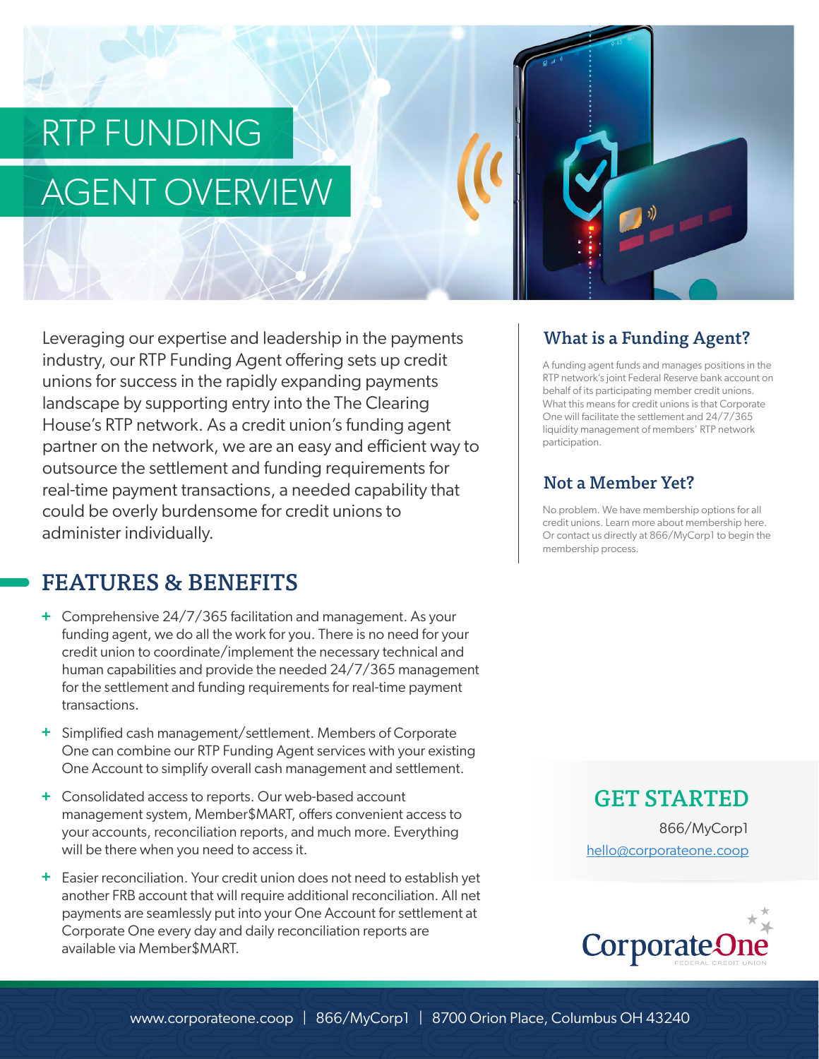# RTP FUNDING AGENT OVERVIEW

Leveraging our expertise and leadership in the payments industry, our RTP Funding Agent offering sets up credit unions for success in the rapidly expanding payments landscape by supporting entry into the The Clearing House's RTP network. As a credit union's funding agent partner on the network, we are an easy and efficient way to outsource the settlement and funding requirements for real-time payment transactions, a needed capability that could be overly burdensome for credit unions to administer individually.

## FEATURES & BENEFITS

- Comprehensive 24/7/365 facilitation and management. As your funding agent, we do all the work for you. There is no need for your credit union to coordinate/implement the necessary technical and human capabilities and provide the needed 24/7/365 management for the settlement and funding requirements for real-time payment transactions.
- Simplified cash management/settlement. Members of Corporate One can combine our RTP Funding Agent services with your existing One Account to simplify overall cash management and settlement.
- Consolidated access to reports. Our web-based account management system, Member$MART, offers convenient access to your accounts, reconciliation reports, and much more. Everything will be there when you need to access it.
- Easier reconciliation. Your credit union does not need to establish yet another FRB account that will require additional reconciliation. All net payments are seamlessly put into your One Account for settlement at Corporate One every day and daily reconciliation reports are available via Member$MART.

### What is a Funding Agent?

A funding agent funds and manages positions in the RTP network's joint Federal Reserve bank account on behalf of its participating member credit unions. What this means for credit unions is that Corporate One will facilitate the settlement and 24/7/365 liquidity management of members' RTP network participation.

### Not a Member Yet?

No problem. We have membership options for all credit unions. Learn more about membership here. Or contact us directly at 866/MyCorp1 to begin the membership process.

## GET STARTED

866/MyCorp1

hello@corporateone.coop

Corporate One FEDERAL CREDIT UNION

www.corporateone.coop | 866/MyCorp1 | 8700 Orion Place, Columbus OH 43240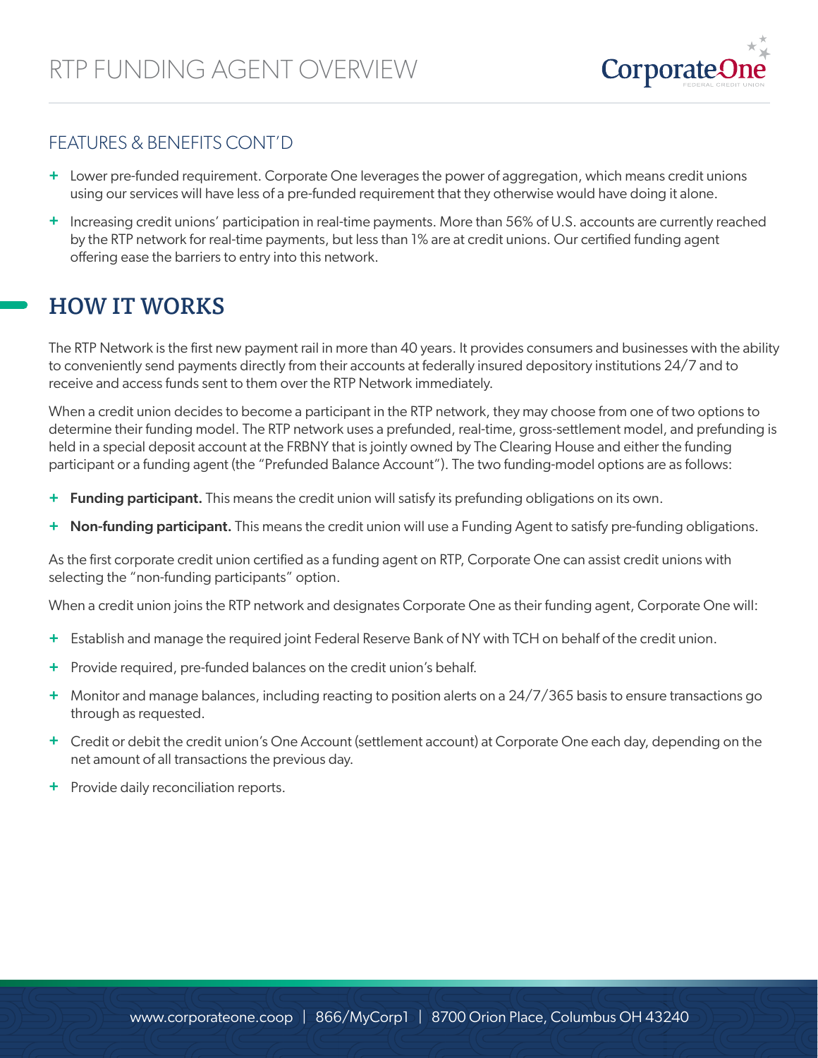## FEATURES & BENEFITS CONT'D

- Lower pre-funded requirement. Corporate One leverages the power of aggregation, which means credit unions using our services will have less of a pre-funded requirement that they otherwise would have doing it alone.
- Increasing credit unions' participation in real-time payments. More than 56% of U.S. accounts are currently reached by the RTP network for real-time payments, but less than 1% are at credit unions. Our certified funding agent offering ease the barriers to entry into this network.

# HOW IT WORKS

The RTP Network is the first new payment rail in more than 40 years. It provides consumers and businesses with the ability to conveniently send payments directly from their accounts at federally insured depository institutions 24/7 and to receive and access funds sent to them over the RTP Network immediately.

When a credit union decides to become a participant in the RTP network, they may choose from one of two options to determine their funding model. The RTP network uses a prefunded, real-time, gross-settlement model, and prefunding is held in a special deposit account at the FRBNY that is jointly owned by The Clearing House and either the funding participant or a funding agent (the "Prefunded Balance Account"). The two funding-model options are as follows:

- **Funding participant.** This means the credit union will satisfy its prefunding obligations on its own.
- **Non-funding participant.** This means the credit union will use a Funding Agent to satisfy pre-funding obligations.

As the first corporate credit union certified as a funding agent on RTP, Corporate One can assist credit unions with selecting the "non-funding participants" option.

When a credit union joins the RTP network and designates Corporate One as their funding agent, Corporate One will:

- Establish and manage the required joint Federal Reserve Bank of NY with TCH on behalf of the credit union.
- Provide required, pre-funded balances on the credit union's behalf.
- Monitor and manage balances, including reacting to position alerts on a 24/7/365 basis to ensure transactions go through as requested.
- Credit or debit the credit union's One Account (settlement account) at Corporate One each day, depending on the net amount of all transactions the previous day.
- Provide daily reconciliation reports.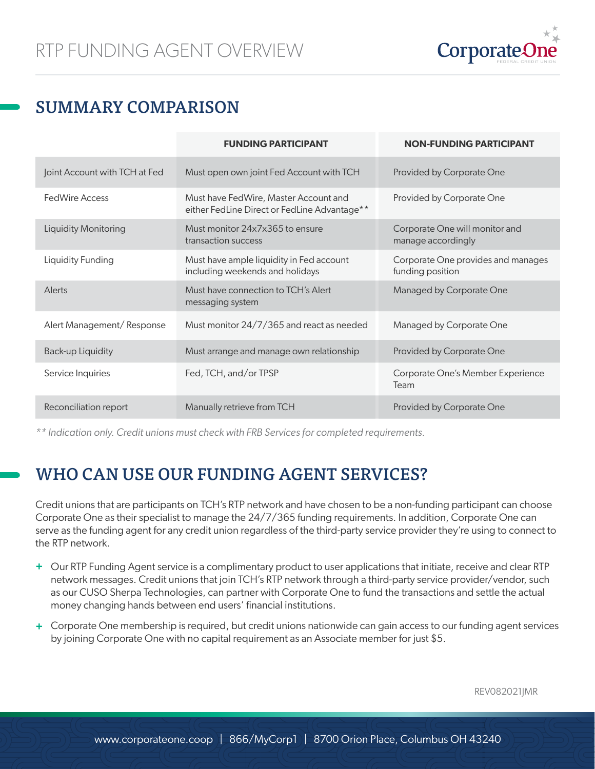# RTP FUNDING AGENT OVERVIEW

## SUMMARY COMPARISON

| | FUNDING PARTICIPANT | NON-FUNDING PARTICIPANT |
|---|---|---|
| Joint Account with TCH at Fed | Must open own joint Fed Account with TCH | Provided by Corporate One |
| FedWire Access | Must have FedWire, Master Account and either FedLine Direct or FedLine Advantage** | Provided by Corporate One |
| Liquidity Monitoring | Must monitor 24x7x365 to ensure transaction success | Corporate One will monitor and manage accordingly |
| Liquidity Funding | Must have ample liquidity in Fed account including weekends and holidays | Corporate One provides and manages funding position |
| Alerts | Must have connection to TCH's Alert messaging system | Managed by Corporate One |
| Alert Management/ Response | Must monitor 24/7/365 and react as needed | Managed by Corporate One |
| Back-up Liquidity | Must arrange and manage own relationship | Provided by Corporate One |
| Service Inquiries | Fed, TCH, and/or TPSP | Corporate One's Member Experience Team |
| Reconciliation report | Manually retrieve from TCH | Provided by Corporate One |

*** Indication only. Credit unions must check with FRB Services for completed requirements.*

## WHO CAN USE OUR FUNDING AGENT SERVICES?

Credit unions that are participants on TCH's RTP network and have chosen to be a non-funding participant can choose Corporate One as their specialist to manage the 24/7/365 funding requirements. In addition, Corporate One can serve as the funding agent for any credit union regardless of the third-party service provider they're using to connect to the RTP network.

+ Our RTP Funding Agent service is a complimentary product to user applications that initiate, receive and clear RTP network messages. Credit unions that join TCH's RTP network through a third-party service provider/vendor, such as our CUSO Sherpa Technologies, can partner with Corporate One to fund the transactions and settle the actual money changing hands between end users' financial institutions.
+ Corporate One membership is required, but credit unions nationwide can gain access to our funding agent services by joining Corporate One with no capital requirement as an Associate member for just $5.

REV082021JMR

www.corporateone.coop | 866/MyCorp1 | 8700 Orion Place, Columbus OH 43240